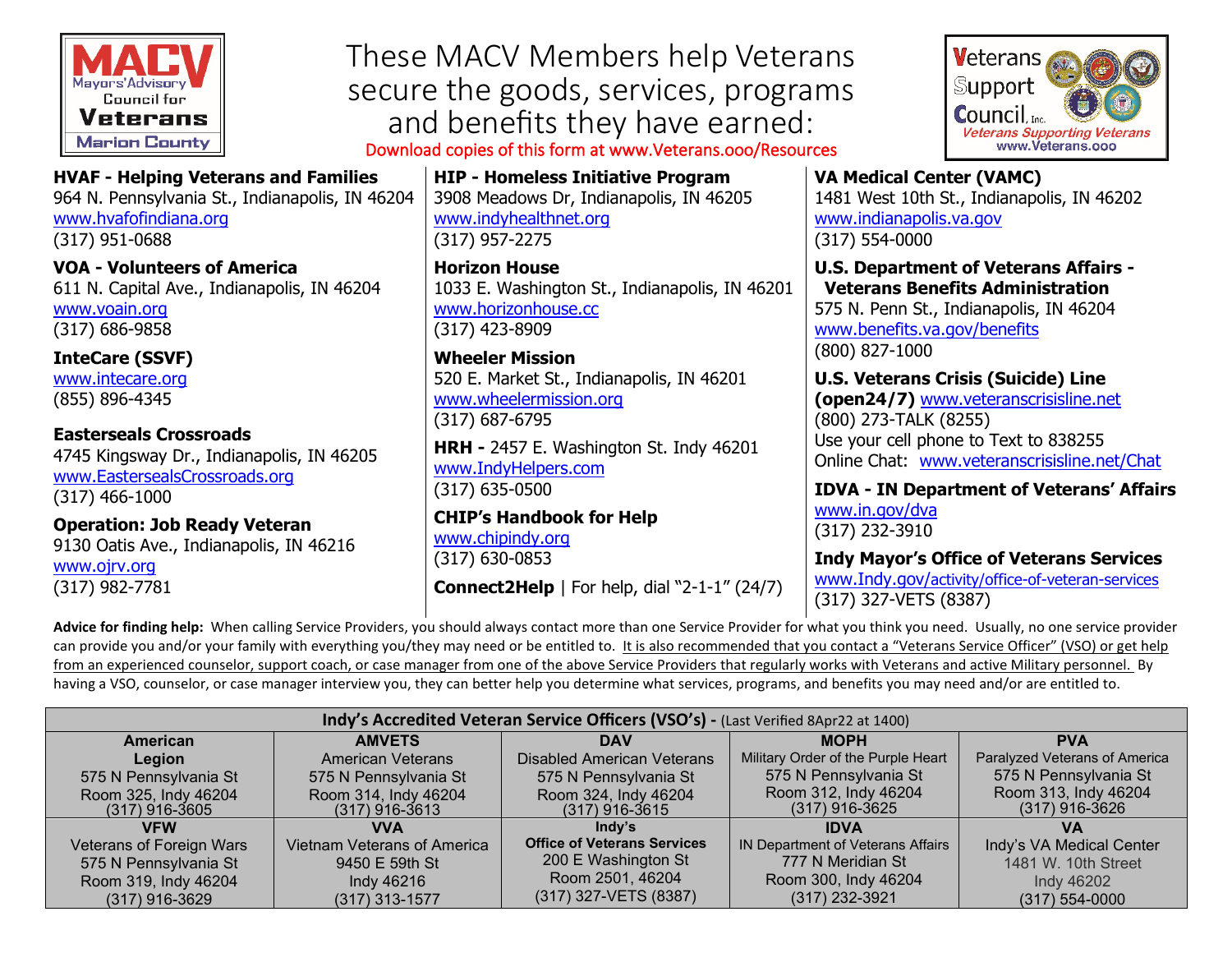# These MACV Members help Veterans secure the goods, services, programs and benefits they have earned:

Download copies of this form at www.Veterans.ooo/Resources

**HVAF - Helping Veterans and Families**
964 N. Pennsylvania St., Indianapolis, IN 46204
www.hvafofindiana.org
(317) 951-0688

**VOA - Volunteers of America**
611 N. Capital Ave., Indianapolis, IN 46204
www.voain.org
(317) 686-9858

**InteCare (SSVF)**
www.intecare.org
(855) 896-4345

**Easterseals Crossroads**
4745 Kingsway Dr., Indianapolis, IN 46205
www.EastersealsCrossroads.org
(317) 466-1000

**Operation: Job Ready Veteran**
9130 Oatis Ave., Indianapolis, IN 46216
www.ojrv.org
(317) 982-7781

**HIP - Homeless Initiative Program**
3908 Meadows Dr, Indianapolis, IN 46205
www.indyhealthnet.org
(317) 957-2275

**Horizon House**
1033 E. Washington St., Indianapolis, IN 46201
www.horizonhouse.cc
(317) 423-8909

**Wheeler Mission**
520 E. Market St., Indianapolis, IN 46201
www.wheelermission.org
(317) 687-6795

**HRH -** 2457 E. Washington St. Indy 46201
www.IndyHelpers.com
(317) 635-0500

**CHIP's Handbook for Help**
www.chipindy.org
(317) 630-0853

**Connect2Help** | For help, dial "2-1-1" (24/7)

**VA Medical Center (VAMC)**
1481 West 10th St., Indianapolis, IN 46202
www.indianapolis.va.gov
(317) 554-0000

**U.S. Department of Veterans Affairs - Veterans Benefits Administration**
575 N. Penn St., Indianapolis, IN 46204
www.benefits.va.gov/benefits
(800) 827-1000

**U.S. Veterans Crisis (Suicide) Line (open24/7)** www.veteranscrisisline.net
(800) 273-TALK (8255)
Use your cell phone to Text to 838255
Online Chat: www.veteranscrisisline.net/Chat

**IDVA - IN Department of Veterans' Affairs**
www.in.gov/dva
(317) 232-3910

**Indy Mayor's Office of Veterans Services**
www.Indy.gov/activity/office-of-veteran-services
(317) 327-VETS (8387)

**Advice for finding help:** When calling Service Providers, you should always contact more than one Service Provider for what you think you need. Usually, no one service provider can provide you and/or your family with everything you/they may need or be entitled to. It is also recommended that you contact a "Veterans Service Officer" (VSO) or get help from an experienced counselor, support coach, or case manager from one of the above Service Providers that regularly works with Veterans and active Military personnel. By having a VSO, counselor, or case manager interview you, they can better help you determine what services, programs, and benefits you may need and/or are entitled to.

**Indy's Accredited Veteran Service Officers (VSO's)** - (Last Verified 8Apr22 at 1400)

| **American Legion** | **AMVETS** | **DAV** | **MOPH** | **PVA** |
|---|---|---|---|---|
| 575 N Pennsylvania St<br>Room 325, Indy 46204<br>(317) 916-3605 | American Veterans<br>575 N Pennsylvania St<br>Room 314, Indy 46204<br>(317) 916-3613 | Disabled American Veterans<br>575 N Pennsylvania St<br>Room 324, Indy 46204<br>(317) 916-3615 | Military Order of the Purple Heart<br>575 N Pennsylvania St<br>Room 312, Indy 46204<br>(317) 916-3625 | Paralyzed Veterans of America<br>575 N Pennsylvania St<br>Room 313, Indy 46204<br>(317) 916-3626 |
| **VFW**<br>Veterans of Foreign Wars<br>575 N Pennsylvania St<br>Room 319, Indy 46204<br>(317) 916-3629 | **VVA**<br>Vietnam Veterans of America<br>9450 E 59th St<br>Indy 46216<br>(317) 313-1577 | **Indy's Office of Veterans Services**<br>200 E Washington St<br>Room 2501, 46204<br>(317) 327-VETS (8387) | **IDVA**<br>IN Department of Veterans Affairs<br>777 N Meridian St<br>Room 300, Indy 46204<br>(317) 232-3921 | **VA**<br>Indy's VA Medical Center<br>1481 W. 10th Street<br>Indy 46202<br>(317) 554-0000 |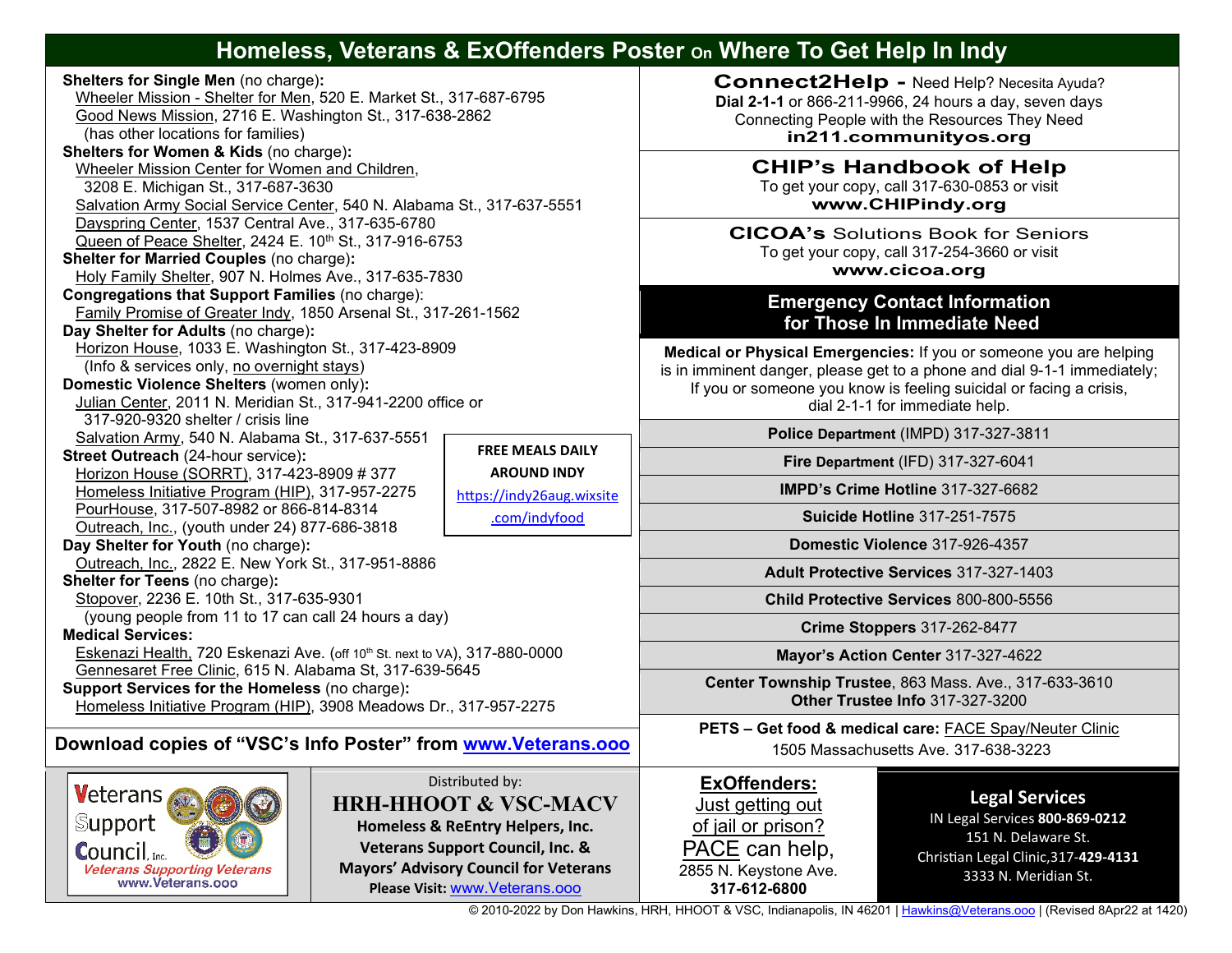# Homeless, Veterans & ExOffenders Poster On Where To Get Help In Indy

**Shelters for Single Men** (no charge)**:**
Wheeler Mission - Shelter for Men, 520 E. Market St., 317-687-6795
Good News Mission, 2716 E. Washington St., 317-638-2862
(has other locations for families)

**Shelters for Women & Kids** (no charge)**:**
Wheeler Mission Center for Women and Children, 3208 E. Michigan St., 317-687-3630
Salvation Army Social Service Center, 540 N. Alabama St., 317-637-5551
Dayspring Center, 1537 Central Ave., 317-635-6780
Queen of Peace Shelter, 2424 E. 10th St., 317-916-6753

**Shelter for Married Couples** (no charge)**:**
Holy Family Shelter, 907 N. Holmes Ave., 317-635-7830

**Congregations that Support Families** (no charge):
Family Promise of Greater Indy, 1850 Arsenal St., 317-261-1562

**Day Shelter for Adults** (no charge)**:**
Horizon House, 1033 E. Washington St., 317-423-8909
(Info & services only, no overnight stays)

**Domestic Violence Shelters** (women only)**:**
Julian Center, 2011 N. Meridian St., 317-941-2200 office or 317-920-9320 shelter / crisis line
Salvation Army, 540 N. Alabama St., 317-637-5551

**Street Outreach** (24-hour service)**:**
Horizon House (SORRT), 317-423-8909 # 377
Homeless Initiative Program (HIP), 317-957-2275
PourHouse, 317-507-8982 or 866-814-8314
Outreach, Inc., (youth under 24) 877-686-3818

**FREE MEALS DAILY AROUND INDY**
https://indy26aug.wixsite.com/indyfood

**Day Shelter for Youth** (no charge)**:**
Outreach, Inc., 2822 E. New York St., 317-951-8886

**Shelter for Teens** (no charge)**:**
Stopover, 2236 E. 10th St., 317-635-9301
(young people from 11 to 17 can call 24 hours a day)

**Medical Services:**
Eskenazi Health, 720 Eskenazi Ave. (off 10th St. next to VA), 317-880-0000
Gennesaret Free Clinic, 615 N. Alabama St, 317-639-5645

**Support Services for the Homeless** (no charge)**:**
Homeless Initiative Program (HIP), 3908 Meadows Dr., 317-957-2275

**Download copies of "VSC's Info Poster" from www.Veterans.ooo**

## Connect2Help - Need Help? Necesita Ayuda?
**Dial 2-1-1** or 866-211-9966, 24 hours a day, seven days
Connecting People with the Resources They Need
**in211.communityos.org**

## CHIP's Handbook of Help
To get your copy, call 317-630-0853 or visit
**www.CHIPindy.org**

## CICOA's Solutions Book for Seniors
To get your copy, call 317-254-3660 or visit
**www.cicoa.org**

## Emergency Contact Information for Those In Immediate Need

**Medical or Physical Emergencies:** If you or someone you are helping is in imminent danger, please get to a phone and dial 9-1-1 immediately; If you or someone you know is feeling suicidal or facing a crisis, dial 2-1-1 for immediate help.

**Police Department** (IMPD) 317-327-3811
**Fire Department** (IFD) 317-327-6041
**IMPD's Crime Hotline** 317-327-6682
**Suicide Hotline** 317-251-7575
**Domestic Violence** 317-926-4357
**Adult Protective Services** 317-327-1403
**Child Protective Services** 800-800-5556
**Crime Stoppers** 317-262-8477
**Mayor's Action Center** 317-327-4622
**Center Township Trustee**, 863 Mass. Ave., 317-633-3610
**Other Trustee Info** 317-327-3200

**PETS – Get food & medical care:** FACE Spay/Neuter Clinic
1505 Massachusetts Ave. 317-638-3223

Veterans Support Council, Inc.
*Veterans Supporting Veterans*
www.Veterans.ooo

Distributed by:
**HRH-HHOOT & VSC-MACV**
**Homeless & ReEntry Helpers, Inc.**
**Veterans Support Council, Inc. &**
**Mayors' Advisory Council for Veterans**
**Please Visit:** www.Veterans.ooo

**ExOffenders:**
Just getting out of jail or prison?
PACE can help,
2855 N. Keystone Ave.
**317-612-6800**

**Legal Services**
IN Legal Services **800-869-0212**
151 N. Delaware St.
Christian Legal Clinic,317-**429-4131**
3333 N. Meridian St.

© 2010-2022 by Don Hawkins, HRH, HHOOT & VSC, Indianapolis, IN 46201 | Hawkins@Veterans.ooo | (Revised 8Apr22 at 1420)